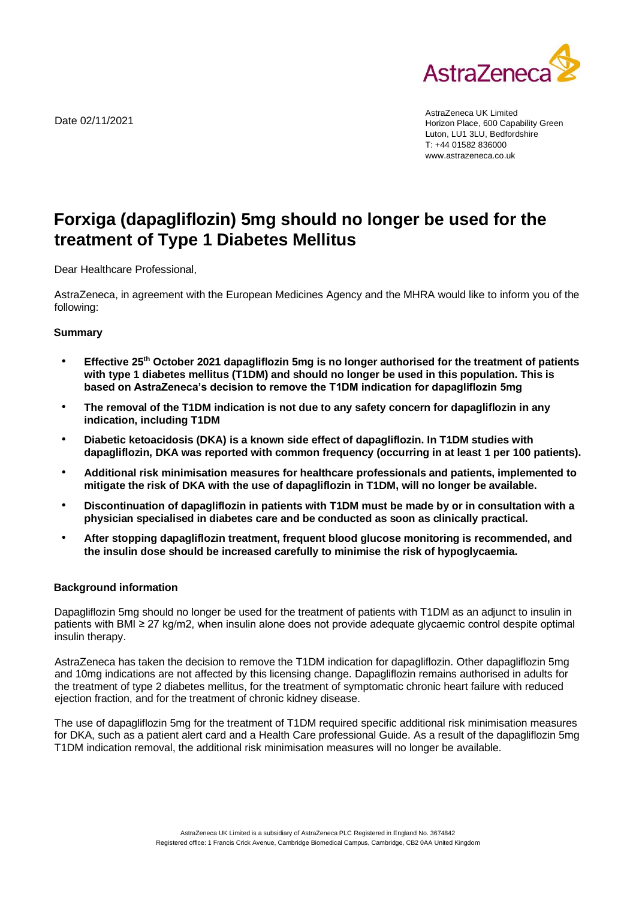Date 02/11/2021

AstraZeneca UK Limited
Horizon Place, 600 Capability Green
Luton, LU1 3LU, Bedfordshire
T: +44 01582 836000
www.astrazeneca.co.uk

# Forxiga (dapagliflozin) 5mg should no longer be used for the treatment of Type 1 Diabetes Mellitus

Dear Healthcare Professional,

AstraZeneca, in agreement with the European Medicines Agency and the MHRA would like to inform you of the following:

## Summary

- **Effective 25th October 2021 dapagliflozin 5mg is no longer authorised for the treatment of patients with type 1 diabetes mellitus (T1DM) and should no longer be used in this population. This is based on AstraZeneca's decision to remove the T1DM indication for dapagliflozin 5mg**
- **The removal of the T1DM indication is not due to any safety concern for dapagliflozin in any indication, including T1DM**
- **Diabetic ketoacidosis (DKA) is a known side effect of dapagliflozin. In T1DM studies with dapagliflozin, DKA was reported with common frequency (occurring in at least 1 per 100 patients).**
- **Additional risk minimisation measures for healthcare professionals and patients, implemented to mitigate the risk of DKA with the use of dapagliflozin in T1DM, will no longer be available.**
- **Discontinuation of dapagliflozin in patients with T1DM must be made by or in consultation with a physician specialised in diabetes care and be conducted as soon as clinically practical.**
- **After stopping dapagliflozin treatment, frequent blood glucose monitoring is recommended, and the insulin dose should be increased carefully to minimise the risk of hypoglycaemia.**

## Background information

Dapagliflozin 5mg should no longer be used for the treatment of patients with T1DM as an adjunct to insulin in patients with BMI ≥ 27 kg/m2, when insulin alone does not provide adequate glycaemic control despite optimal insulin therapy.

AstraZeneca has taken the decision to remove the T1DM indication for dapagliflozin. Other dapagliflozin 5mg and 10mg indications are not affected by this licensing change. Dapagliflozin remains authorised in adults for the treatment of type 2 diabetes mellitus, for the treatment of symptomatic chronic heart failure with reduced ejection fraction, and for the treatment of chronic kidney disease.

The use of dapagliflozin 5mg for the treatment of T1DM required specific additional risk minimisation measures for DKA, such as a patient alert card and a Health Care professional Guide. As a result of the dapagliflozin 5mg T1DM indication removal, the additional risk minimisation measures will no longer be available.

AstraZeneca UK Limited is a subsidiary of AstraZeneca PLC Registered in England No. 3674842
Registered office: 1 Francis Crick Avenue, Cambridge Biomedical Campus, Cambridge, CB2 0AA United Kingdom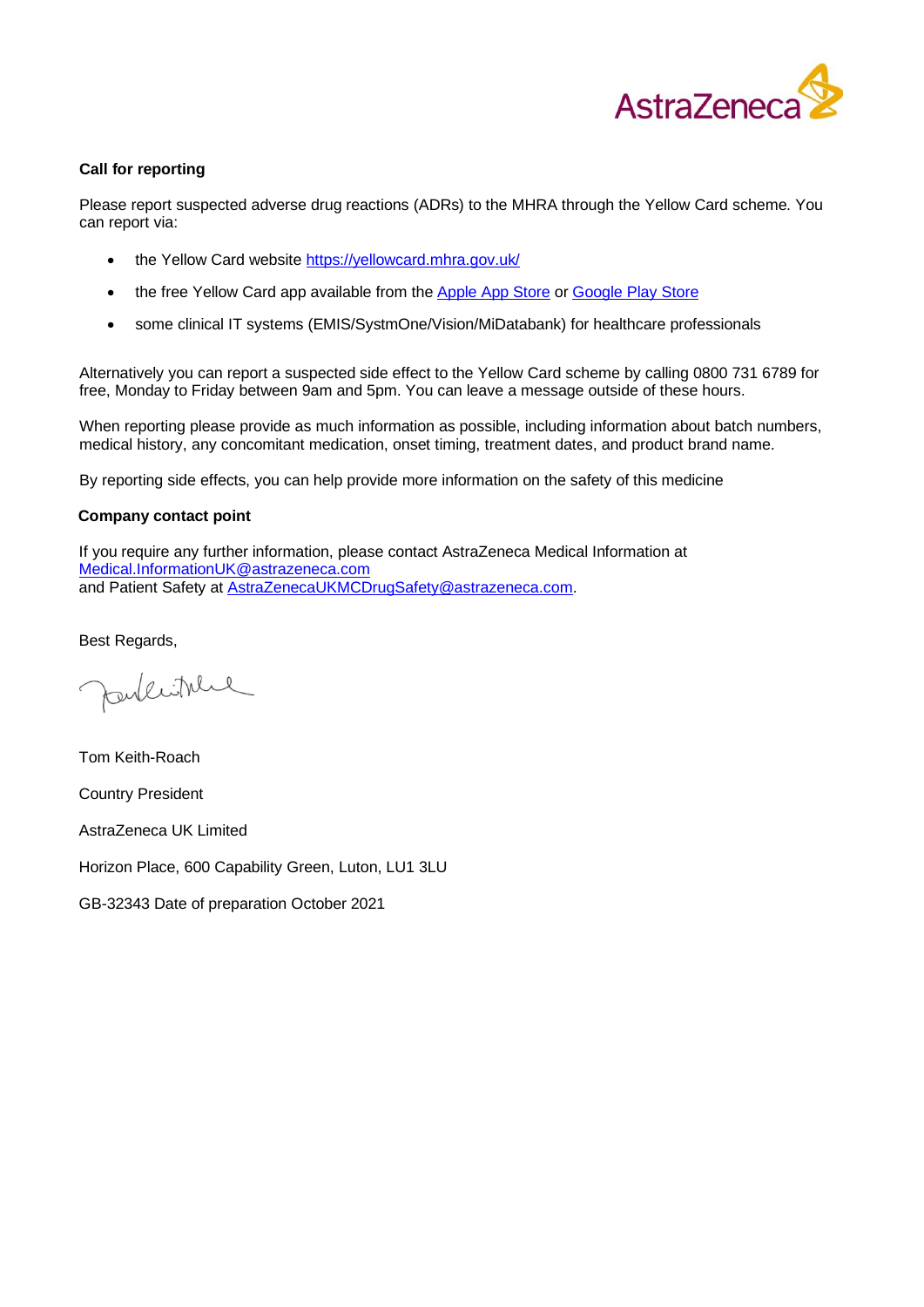**Call for reporting**

Please report suspected adverse drug reactions (ADRs) to the MHRA through the Yellow Card scheme. You can report via:

- the Yellow Card website https://yellowcard.mhra.gov.uk/
- the free Yellow Card app available from the Apple App Store or Google Play Store
- some clinical IT systems (EMIS/SystmOne/Vision/MiDatabank) for healthcare professionals

Alternatively you can report a suspected side effect to the Yellow Card scheme by calling 0800 731 6789 for free, Monday to Friday between 9am and 5pm. You can leave a message outside of these hours.

When reporting please provide as much information as possible, including information about batch numbers, medical history, any concomitant medication, onset timing, treatment dates, and product brand name.

By reporting side effects, you can help provide more information on the safety of this medicine

**Company contact point**

If you require any further information, please contact AstraZeneca Medical Information at Medical.InformationUK@astrazeneca.com
and Patient Safety at AstraZenecaUKMCDrugSafety@astrazeneca.com.

Best Regards,

Tom Keith-Roach

Country President

AstraZeneca UK Limited

Horizon Place, 600 Capability Green, Luton, LU1 3LU

GB-32343 Date of preparation October 2021